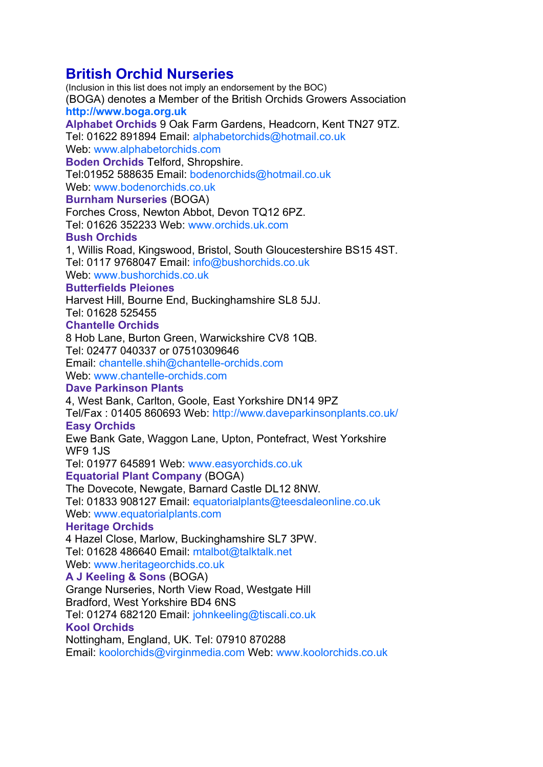# British Orchid Nurseries

(Inclusion in this list does not imply an endorsement by the BOC)

(BOGA) denotes a Member of the British Orchids Growers Association

**http://www.boga.org.uk**

**Alphabet Orchids** 9 Oak Farm Gardens, Headcorn, Kent TN27 9TZ.
Tel: 01622 891894 Email: alphabetorchids@hotmail.co.uk
Web: www.alphabetorchids.com

**Boden Orchids** Telford, Shropshire.
Tel:01952 588635 Email: bodenorchids@hotmail.co.uk
Web: www.bodenorchids.co.uk

**Burnham Nurseries** (BOGA)
Forches Cross, Newton Abbot, Devon TQ12 6PZ.
Tel: 01626 352233 Web: www.orchids.uk.com

**Bush Orchids**
1, Willis Road, Kingswood, Bristol, South Gloucestershire BS15 4ST.
Tel: 0117 9768047 Email: info@bushorchids.co.uk
Web: www.bushorchids.co.uk

**Butterfields Pleiones**
Harvest Hill, Bourne End, Buckinghamshire SL8 5JJ.
Tel: 01628 525455

**Chantelle Orchids**
8 Hob Lane, Burton Green, Warwickshire CV8 1QB.
Tel: 02477 040337 or 07510309646
Email: chantelle.shih@chantelle-orchids.com
Web: www.chantelle-orchids.com

**Dave Parkinson Plants**
4, West Bank, Carlton, Goole, East Yorkshire DN14 9PZ
Tel/Fax : 01405 860693 Web: http://www.daveparkinsonplants.co.uk/

**Easy Orchids**
Ewe Bank Gate, Waggon Lane, Upton, Pontefract, West Yorkshire WF9 1JS
Tel: 01977 645891 Web: www.easyorchids.co.uk

**Equatorial Plant Company** (BOGA)
The Dovecote, Newgate, Barnard Castle DL12 8NW.
Tel: 01833 908127 Email: equatorialplants@teesdaleonline.co.uk
Web: www.equatorialplants.com

**Heritage Orchids**
4 Hazel Close, Marlow, Buckinghamshire SL7 3PW.
Tel: 01628 486640 Email: mtalbot@talktalk.net
Web: www.heritageorchids.co.uk

**A J Keeling & Sons** (BOGA)
Grange Nurseries, North View Road, Westgate Hill
Bradford, West Yorkshire BD4 6NS
Tel: 01274 682120 Email: johnkeeling@tiscali.co.uk

**Kool Orchids**
Nottingham, England, UK. Tel: 07910 870288
Email: koolorchids@virginmedia.com Web: www.koolorchids.co.uk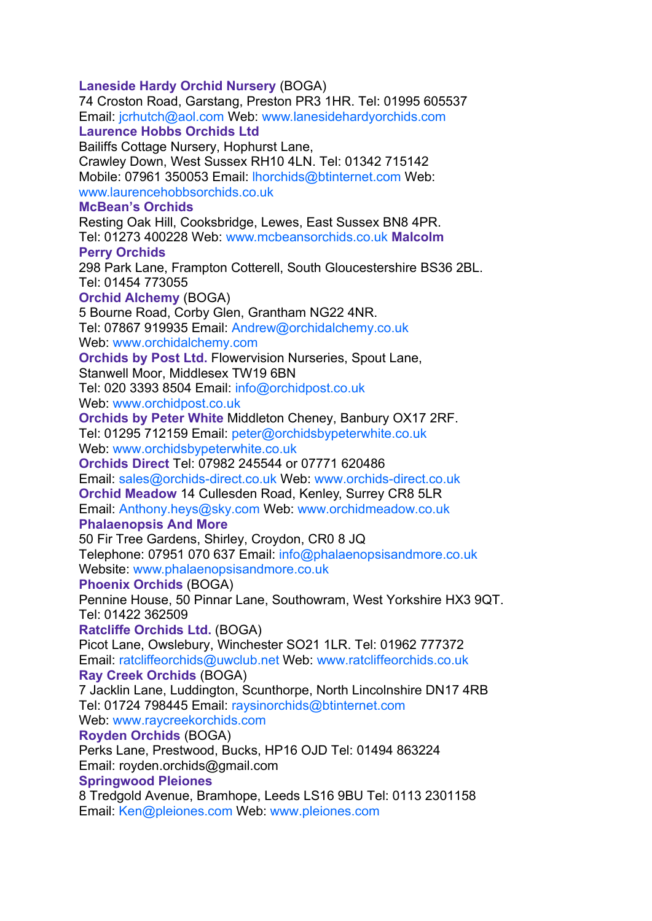**Laneside Hardy Orchid Nursery** (BOGA)
74 Croston Road, Garstang, Preston PR3 1HR. Tel: 01995 605537
Email: jcrhutch@aol.com Web: www.lanesidehardyorchids.com

**Laurence Hobbs Orchids Ltd**
Bailiffs Cottage Nursery, Hophurst Lane,
Crawley Down, West Sussex RH10 4LN. Tel: 01342 715142
Mobile: 07961 350053 Email: lhorchids@btinternet.com Web:
www.laurencehobbsorchids.co.uk

**McBean's Orchids**
Resting Oak Hill, Cooksbridge, Lewes, East Sussex BN8 4PR.
Tel: 01273 400228 Web: www.mcbeansorchids.co.uk **Malcolm**

**Perry Orchids**
298 Park Lane, Frampton Cotterell, South Gloucestershire BS36 2BL.
Tel: 01454 773055

**Orchid Alchemy** (BOGA)
5 Bourne Road, Corby Glen, Grantham NG22 4NR.
Tel: 07867 919935 Email: Andrew@orchidalchemy.co.uk
Web: www.orchidalchemy.com

**Orchids by Post Ltd.** Flowervision Nurseries, Spout Lane,
Stanwell Moor, Middlesex TW19 6BN
Tel: 020 3393 8504 Email: info@orchidpost.co.uk
Web: www.orchidpost.co.uk

**Orchids by Peter White** Middleton Cheney, Banbury OX17 2RF.
Tel: 01295 712159 Email: peter@orchidsbypeterwhite.co.uk
Web: www.orchidsbypeterwhite.co.uk

**Orchids Direct** Tel: 07982 245544 or 07771 620486
Email: sales@orchids-direct.co.uk Web: www.orchids-direct.co.uk

**Orchid Meadow** 14 Cullesden Road, Kenley, Surrey CR8 5LR
Email: Anthony.heys@sky.com Web: www.orchidmeadow.co.uk

**Phalaenopsis And More**
50 Fir Tree Gardens, Shirley, Croydon, CR0 8 JQ
Telephone: 07951 070 637 Email: info@phalaenopsisandmore.co.uk
Website: www.phalaenopsisandmore.co.uk

**Phoenix Orchids** (BOGA)
Pennine House, 50 Pinnar Lane, Southowram, West Yorkshire HX3 9QT.
Tel: 01422 362509

**Ratcliffe Orchids Ltd.** (BOGA)
Picot Lane, Owslebury, Winchester SO21 1LR. Tel: 01962 777372
Email: ratcliffeorchids@uwclub.net Web: www.ratcliffeorchids.co.uk

**Ray Creek Orchids** (BOGA)
7 Jacklin Lane, Luddington, Scunthorpe, North Lincolnshire DN17 4RB
Tel: 01724 798445 Email: raysinorchids@btinternet.com
Web: www.raycreekorchids.com

**Royden Orchids** (BOGA)
Perks Lane, Prestwood, Bucks, HP16 OJD Tel: 01494 863224
Email: royden.orchids@gmail.com

**Springwood Pleiones**
8 Tredgold Avenue, Bramhope, Leeds LS16 9BU Tel: 0113 2301158
Email: Ken@pleiones.com Web: www.pleiones.com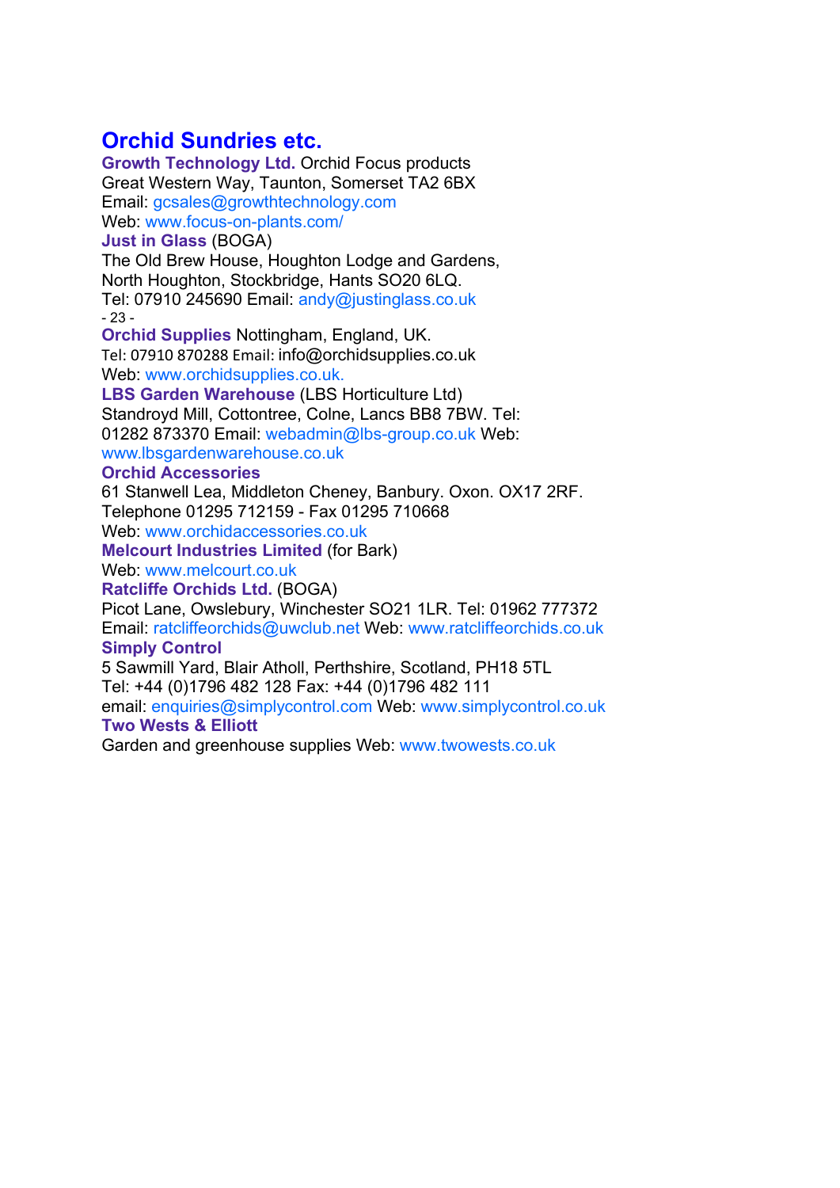## Orchid Sundries etc.

**Growth Technology Ltd.** Orchid Focus products
Great Western Way, Taunton, Somerset TA2 6BX
Email: gcsales@growthtechnology.com
Web: www.focus-on-plants.com/

**Just in Glass** (BOGA)
The Old Brew House, Houghton Lodge and Gardens,
North Houghton, Stockbridge, Hants SO20 6LQ.
Tel: 07910 245690 Email: andy@justinglass.co.uk

**Orchid Supplies** Nottingham, England, UK.
Tel: 07910 870288 Email: info@orchidsupplies.co.uk
Web: www.orchidsupplies.co.uk.

**LBS Garden Warehouse** (LBS Horticulture Ltd)
Standroyd Mill, Cottontree, Colne, Lancs BB8 7BW. Tel:
01282 873370 Email: webadmin@lbs-group.co.uk Web:
www.lbsgardenwarehouse.co.uk

**Orchid Accessories**
61 Stanwell Lea, Middleton Cheney, Banbury. Oxon. OX17 2RF.
Telephone 01295 712159 - Fax 01295 710668
Web: www.orchidaccessories.co.uk

**Melcourt Industries Limited** (for Bark)
Web: www.melcourt.co.uk

**Ratcliffe Orchids Ltd.** (BOGA)
Picot Lane, Owslebury, Winchester SO21 1LR. Tel: 01962 777372
Email: ratcliffeorchids@uwclub.net Web: www.ratcliffeorchids.co.uk

**Simply Control**
5 Sawmill Yard, Blair Atholl, Perthshire, Scotland, PH18 5TL
Tel: +44 (0)1796 482 128 Fax: +44 (0)1796 482 111
email: enquiries@simplycontrol.com Web: www.simplycontrol.co.uk

**Two Wests & Elliott**
Garden and greenhouse supplies Web: www.twowests.co.uk